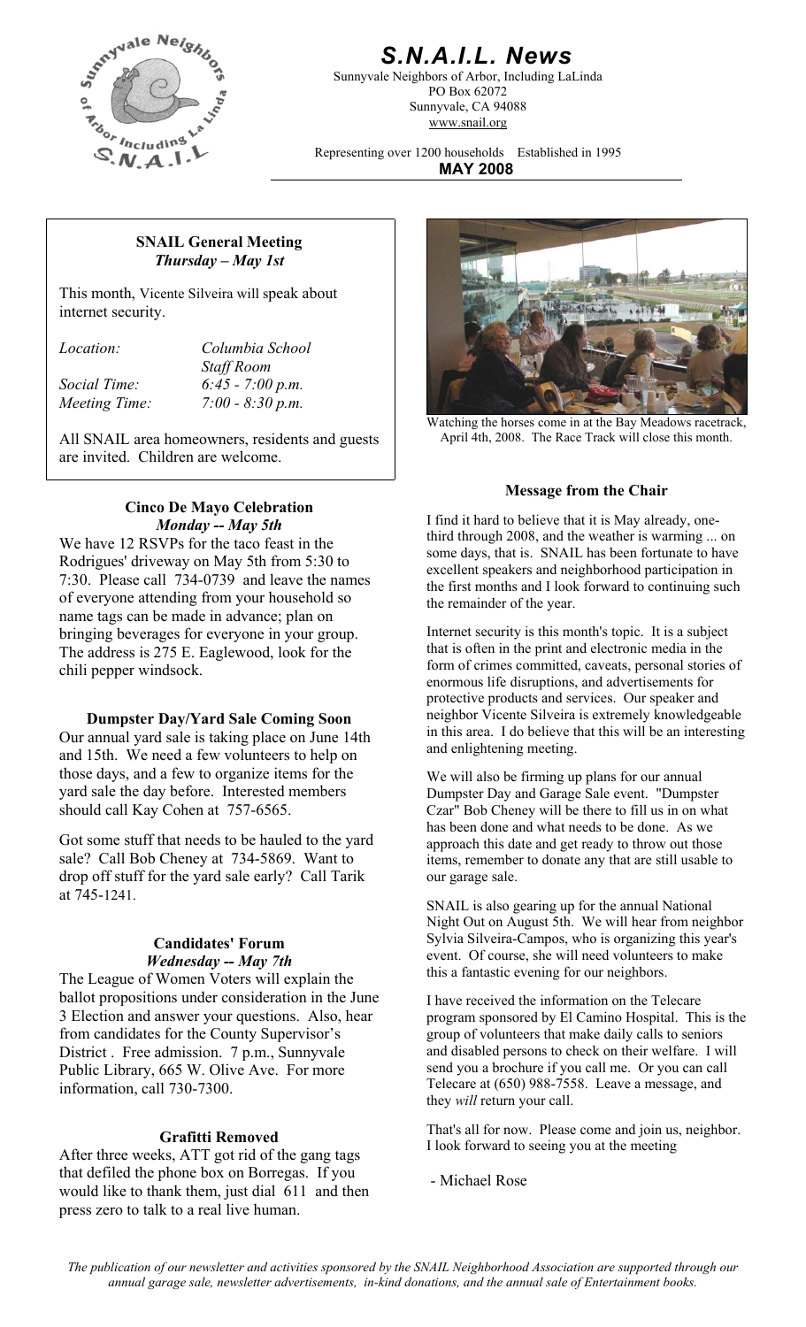# S.N.A.I.L. News

Sunnyvale Neighbors of Arbor, Including LaLinda
PO Box 62072
Sunnyvale, CA 94088
www.snail.org

Representing over 1200 households Established in 1995

**MAY 2008**

### SNAIL General Meeting
***Thursday – May 1st***

This month, Vicente Silveira will speak about internet security.

*Location:* *Columbia School Staff Room*
*Social Time:* *6:45 - 7:00 p.m.*
*Meeting Time:* *7:00 - 8:30 p.m.*

All SNAIL area homeowners, residents and guests are invited. Children are welcome.

### Cinco De Mayo Celebration
***Monday -- May 5th***

We have 12 RSVPs for the taco feast in the Rodrigues' driveway on May 5th from 5:30 to 7:30. Please call 734-0739 and leave the names of everyone attending from your household so name tags can be made in advance; plan on bringing beverages for everyone in your group. The address is 275 E. Eaglewood, look for the chili pepper windsock.

### Dumpster Day/Yard Sale Coming Soon

Our annual yard sale is taking place on June 14th and 15th. We need a few volunteers to help on those days, and a few to organize items for the yard sale the day before. Interested members should call Kay Cohen at 757-6565.

Got some stuff that needs to be hauled to the yard sale? Call Bob Cheney at 734-5869. Want to drop off stuff for the yard sale early? Call Tarik at 745-1241.

### Candidates' Forum
***Wednesday -- May 7th***

The League of Women Voters will explain the ballot propositions under consideration in the June 3 Election and answer your questions. Also, hear from candidates for the County Supervisor's District . Free admission. 7 p.m., Sunnyvale Public Library, 665 W. Olive Ave. For more information, call 730-7300.

### Grafitti Removed

After three weeks, ATT got rid of the gang tags that defiled the phone box on Borregas. If you would like to thank them, just dial 611 and then press zero to talk to a real live human.

Watching the horses come in at the Bay Meadows racetrack, April 4th, 2008. The Race Track will close this month.

### Message from the Chair

I find it hard to believe that it is May already, one-third through 2008, and the weather is warming ... on some days, that is. SNAIL has been fortunate to have excellent speakers and neighborhood participation in the first months and I look forward to continuing such the remainder of the year.

Internet security is this month's topic. It is a subject that is often in the print and electronic media in the form of crimes committed, caveats, personal stories of enormous life disruptions, and advertisements for protective products and services. Our speaker and neighbor Vicente Silveira is extremely knowledgeable in this area. I do believe that this will be an interesting and enlightening meeting.

We will also be firming up plans for our annual Dumpster Day and Garage Sale event. "Dumpster Czar" Bob Cheney will be there to fill us in on what has been done and what needs to be done. As we approach this date and get ready to throw out those items, remember to donate any that are still usable to our garage sale.

SNAIL is also gearing up for the annual National Night Out on August 5th. We will hear from neighbor Sylvia Silveira-Campos, who is organizing this year's event. Of course, she will need volunteers to make this a fantastic evening for our neighbors.

I have received the information on the Telecare program sponsored by El Camino Hospital. This is the group of volunteers that make daily calls to seniors and disabled persons to check on their welfare. I will send you a brochure if you call me. Or you can call Telecare at (650) 988-7558. Leave a message, and they *will* return your call.

That's all for now. Please come and join us, neighbor. I look forward to seeing you at the meeting

- Michael Rose

*The publication of our newsletter and activities sponsored by the SNAIL Neighborhood Association are supported through our annual garage sale, newsletter advertisements, in-kind donations, and the annual sale of Entertainment books.*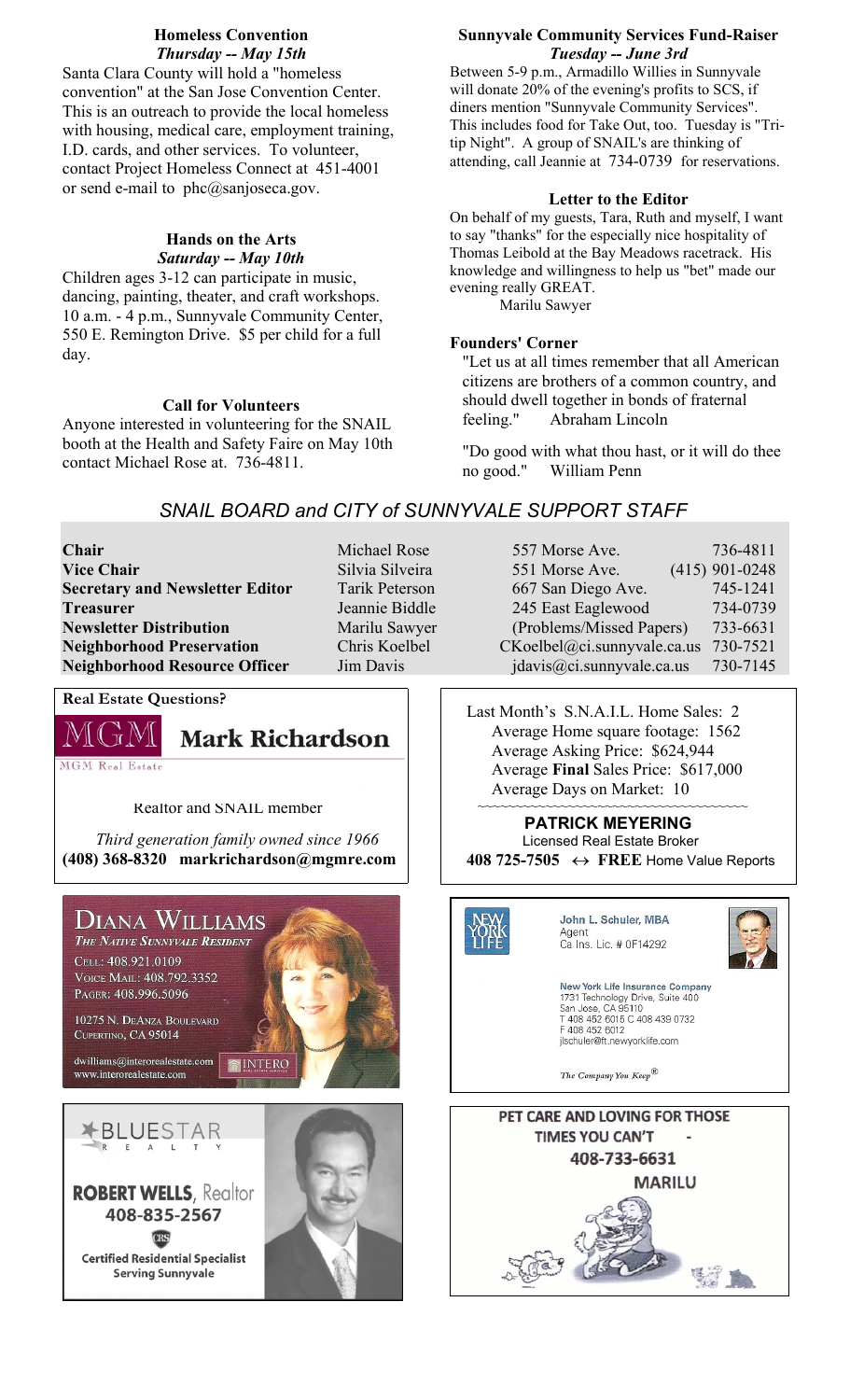### Homeless Convention
***Thursday -- May 15th***

Santa Clara County will hold a "homeless convention" at the San Jose Convention Center. This is an outreach to provide the local homeless with housing, medical care, employment training, I.D. cards, and other services. To volunteer, contact Project Homeless Connect at 451-4001 or send e-mail to phc@sanjoseca.gov.

### Hands on the Arts
***Saturday -- May 10th***

Children ages 3-12 can participate in music, dancing, painting, theater, and craft workshops. 10 a.m. - 4 p.m., Sunnyvale Community Center, 550 E. Remington Drive. $5 per child for a full day.

### Call for Volunteers

Anyone interested in volunteering for the SNAIL booth at the Health and Safety Faire on May 10th contact Michael Rose at. 736-4811.

### Sunnyvale Community Services Fund-Raiser
***Tuesday -- June 3rd***

Between 5-9 p.m., Armadillo Willies in Sunnyvale will donate 20% of the evening's profits to SCS, if diners mention "Sunnyvale Community Services". This includes food for Take Out, too. Tuesday is "Tri-tip Night". A group of SNAIL's are thinking of attending, call Jeannie at 734-0739 for reservations.

### Letter to the Editor

On behalf of my guests, Tara, Ruth and myself, I want to say "thanks" for the especially nice hospitality of Thomas Leibold at the Bay Meadows racetrack. His knowledge and willingness to help us "bet" made our evening really GREAT.

Marilu Sawyer

### Founders' Corner

"Let us at all times remember that all American citizens are brothers of a common country, and should dwell together in bonds of fraternal feeling." Abraham Lincoln

"Do good with what thou hast, or it will do thee no good." William Penn

## *SNAIL BOARD and CITY of SUNNYVALE SUPPORT STAFF*

| | | | |
|---|---|---|---|
| **Chair** | Michael Rose | 557 Morse Ave. | 736-4811 |
| **Vice Chair** | Silvia Silveira | 551 Morse Ave. | (415) 901-0248 |
| **Secretary and Newsletter Editor** | Tarik Peterson | 667 San Diego Ave. | 745-1241 |
| **Treasurer** | Jeannie Biddle | 245 East Eaglewood | 734-0739 |
| **Newsletter Distribution** | Marilu Sawyer | (Problems/Missed Papers) | 733-6631 |
| **Neighborhood Preservation** | Chris Koelbel | CKoelbel@ci.sunnyvale.ca.us | 730-7521 |
| **Neighborhood Resource Officer** | Jim Davis | jdavis@ci.sunnyvale.ca.us | 730-7145 |

**Real Estate Questions?**

MGM **Mark Richardson**

MGM Real Estate

Realtor and SNAIL member

*Third generation family owned since 1966*

**(408) 368-8320 markrichardson@mgmre.com**

Last Month's S.N.A.I.L. Home Sales: 2

Average Home square footage: 1562

Average Asking Price: $624,944

Average **Final** Sales Price: $617,000

Average Days on Market: 10

**PATRICK MEYERING**

Licensed Real Estate Broker

**408 725-7505 ↔ FREE** Home Value Reports

DIANA WILLIAMS

*THE NATIVE SUNNYVALE RESIDENT*

CELL: 408.921.0109
VOICE MAIL: 408.792.3352
PAGER: 408.996.5096

10275 N. DEANZA BOULEVARD
CUPERTINO, CA 95014

dwilliams@interorealestate.com
www.interorealestate.com

INTERO

NEW YORK LIFE

John L. Schuler, MBA
Agent
Ca Ins. Lic. # 0F14292

New York Life Insurance Company
1731 Technology Drive, Suite 400
San Jose, CA 95110
T 408 452 6015 C 408 439 0732
F 408 452 6012
jlschuler@ft.newyorklife.com

*The Company You Keep*®

BLUESTAR REALTY

**ROBERT WELLS**, Realtor

**408-835-2567**

CRS

**Certified Residential Specialist**
**Serving Sunnyvale**

**PET CARE AND LOVING FOR THOSE TIMES YOU CAN'T -**

**408-733-6631**

**MARILU**